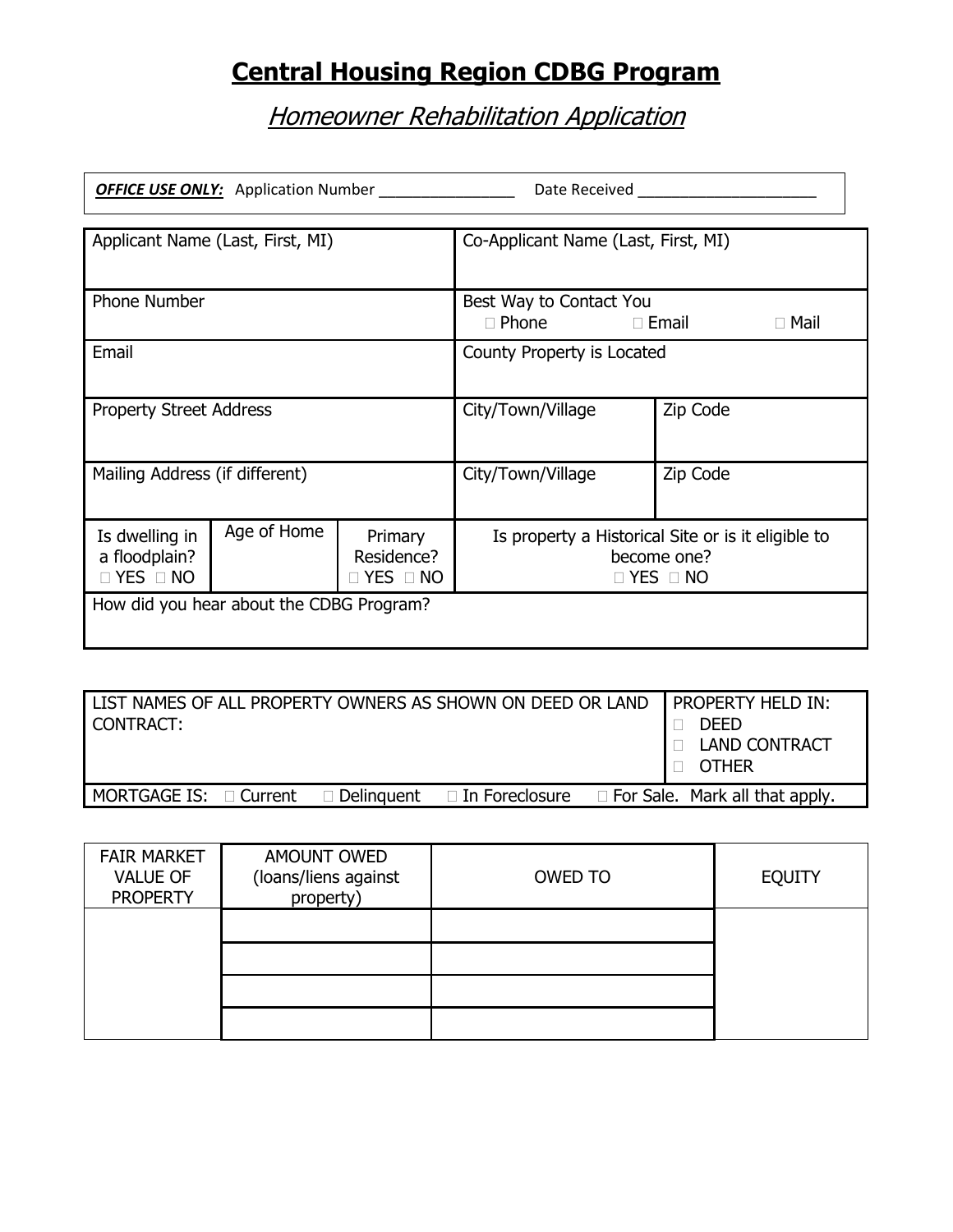# Central Housing Region CDBG Program

## *Homeowner Rehabilitation Application*

***OFFICE USE ONLY:*** Application Number ________________ Date Received ______________________

| Applicant Name (Last, First, MI) | | | Co-Applicant Name (Last, First, MI) | |
|---|---|---|---|---|
| Phone Number | | | Best Way to Contact You<br>☐ Phone ☐ Email ☐ Mail | |
| Email | | | County Property is Located | |
| Property Street Address | | | City/Town/Village | Zip Code |
| Mailing Address (if different) | | | City/Town/Village | Zip Code |
| Is dwelling in a floodplain?<br>☐ YES ☐ NO | Age of Home | Primary Residence?<br>☐ YES ☐ NO | Is property a Historical Site or is it eligible to become one?<br>☐ YES ☐ NO | |
| How did you hear about the CDBG Program? | | | | |

| LIST NAMES OF ALL PROPERTY OWNERS AS SHOWN ON DEED OR LAND CONTRACT: | PROPERTY HELD IN:<br>☐ DEED<br>☐ LAND CONTRACT<br>☐ OTHER |
|---|---|
| MORTGAGE IS: ☐ Current ☐ Delinquent ☐ In Foreclosure ☐ For Sale. Mark all that apply. | |

| FAIR MARKET VALUE OF PROPERTY | AMOUNT OWED (loans/liens against property) | OWED TO | EQUITY |
|---|---|---|---|
| | | | |
| | | | |
| | | | |
| | | | |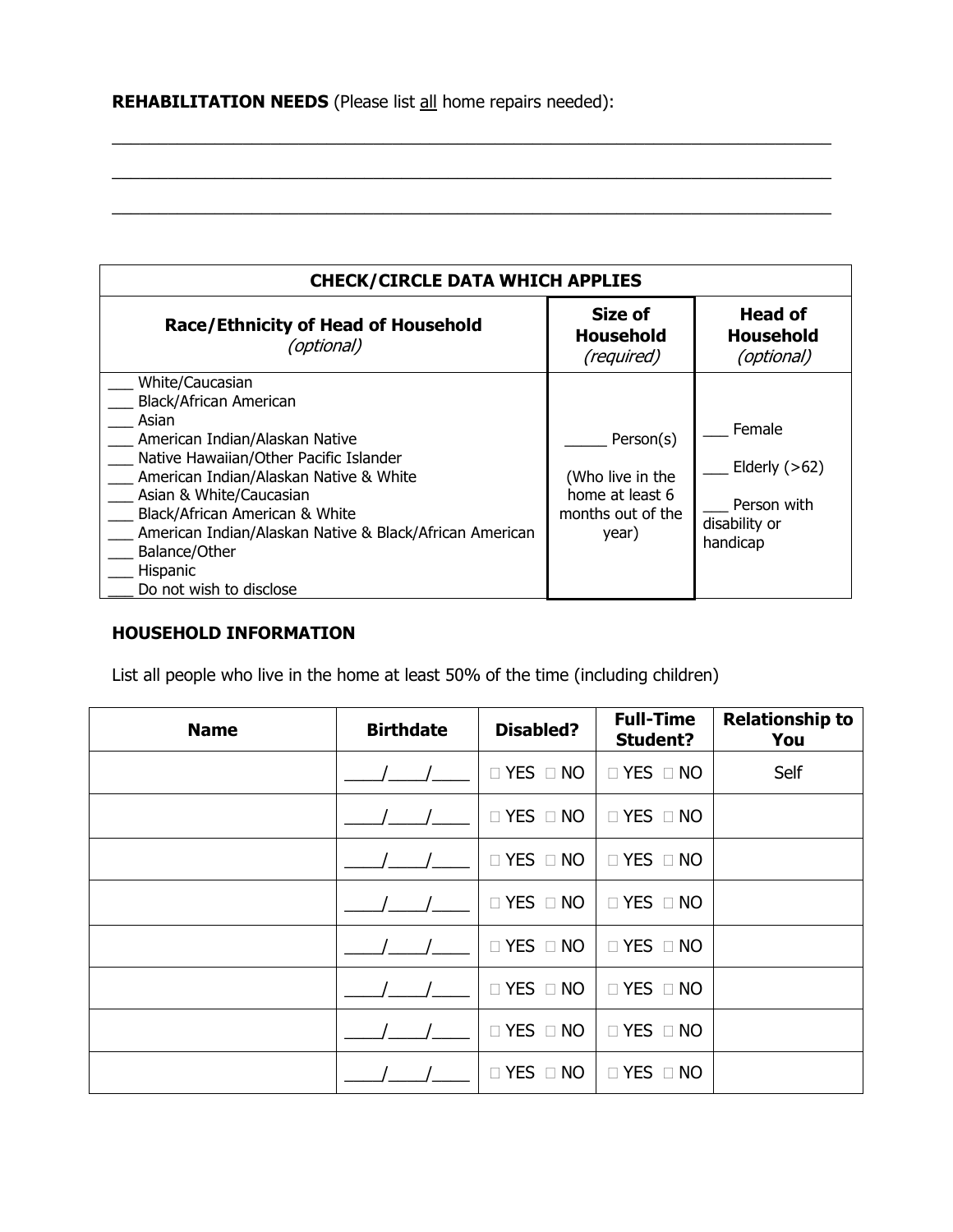**REHABILITATION NEEDS** (Please list all home repairs needed):

______________________________________________________________________________

______________________________________________________________________________

______________________________________________________________________________

| CHECK/CIRCLE DATA WHICH APPLIES | | |
|---|---|---|
| **Race/Ethnicity of Head of Household** *(optional)* | **Size of Household** *(required)* | **Head of Household** *(optional)* |
| ___ White/Caucasian<br>___ Black/African American<br>___ Asian<br>___ American Indian/Alaskan Native<br>___ Native Hawaiian/Other Pacific Islander<br>___ American Indian/Alaskan Native & White<br>___ Asian & White/Caucasian<br>___ Black/African American & White<br>___ American Indian/Alaskan Native & Black/African American<br>___ Balance/Other<br>___ Hispanic<br>___ Do not wish to disclose | _____ Person(s)<br><br>(Who live in the home at least 6 months out of the year) | ___ Female<br><br>___ Elderly (>62)<br><br>___ Person with disability or handicap |

**HOUSEHOLD INFORMATION**

List all people who live in the home at least 50% of the time (including children)

| Name | Birthdate | Disabled? | Full-Time Student? | Relationship to You |
|---|---|---|---|---|
| | ____/____/____ | ☐ YES ☐ NO | ☐ YES ☐ NO | Self |
| | ____/____/____ | ☐ YES ☐ NO | ☐ YES ☐ NO | |
| | ____/____/____ | ☐ YES ☐ NO | ☐ YES ☐ NO | |
| | ____/____/____ | ☐ YES ☐ NO | ☐ YES ☐ NO | |
| | ____/____/____ | ☐ YES ☐ NO | ☐ YES ☐ NO | |
| | ____/____/____ | ☐ YES ☐ NO | ☐ YES ☐ NO | |
| | ____/____/____ | ☐ YES ☐ NO | ☐ YES ☐ NO | |
| | ____/____/____ | ☐ YES ☐ NO | ☐ YES ☐ NO | |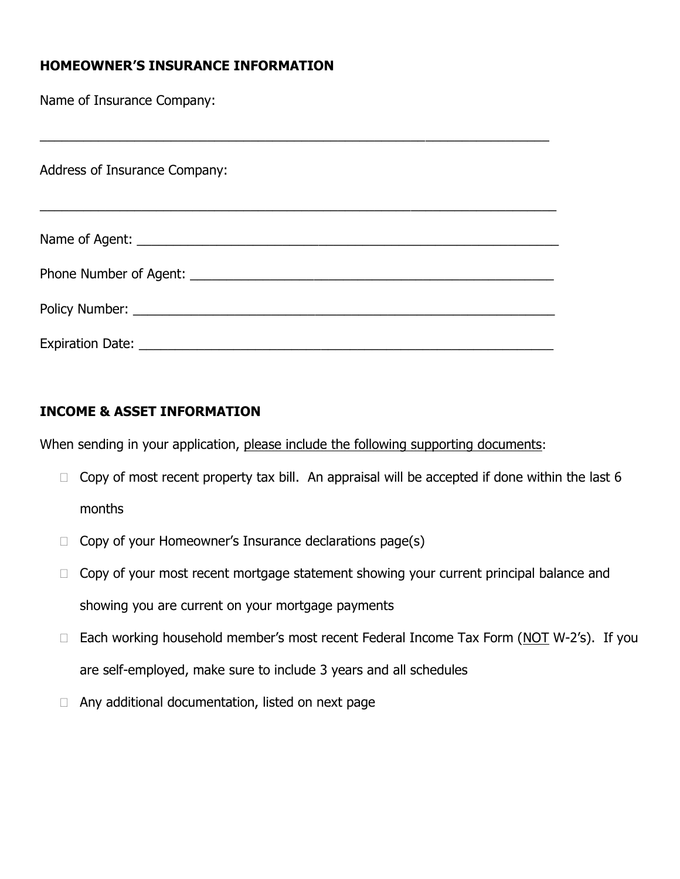**HOMEOWNER'S INSURANCE INFORMATION**

Name of Insurance Company:

_______________________________________________________________________

Address of Insurance Company:

_______________________________________________________________________

Name of Agent: ___________________________________________________________

Phone Number of Agent: ____________________________________________________

Policy Number: ___________________________________________________________

Expiration Date: __________________________________________________________

**INCOME & ASSET INFORMATION**

When sending in your application, please include the following supporting documents:

- ☐ Copy of most recent property tax bill. An appraisal will be accepted if done within the last 6 months
- ☐ Copy of your Homeowner's Insurance declarations page(s)
- ☐ Copy of your most recent mortgage statement showing your current principal balance and showing you are current on your mortgage payments
- ☐ Each working household member's most recent Federal Income Tax Form (NOT W-2's). If you are self-employed, make sure to include 3 years and all schedules
- ☐ Any additional documentation, listed on next page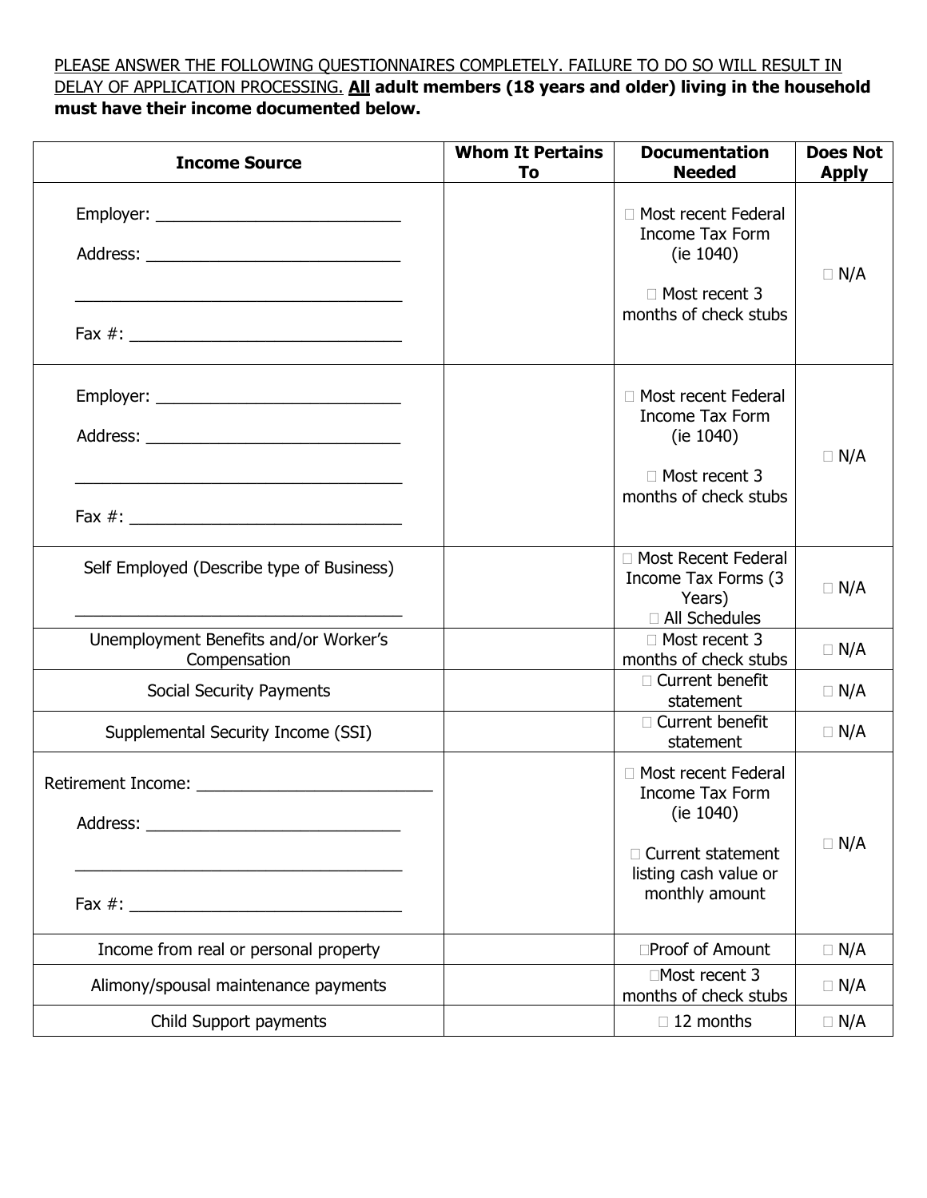PLEASE ANSWER THE FOLLOWING QUESTIONNAIRES COMPLETELY. FAILURE TO DO SO WILL RESULT IN DELAY OF APPLICATION PROCESSING. **All adult members (18 years and older) living in the household must have their income documented below.**

| Income Source | Whom It Pertains To | Documentation Needed | Does Not Apply |
|---|---|---|---|
| Employer: ___________________________<br>Address: ___________________________<br>___________________________________<br>Fax #: ______________________________ | | □ Most recent Federal Income Tax Form (ie 1040)<br>□ Most recent 3 months of check stubs | □ N/A |
| Employer: ___________________________<br>Address: ___________________________<br>___________________________________<br>Fax #: ______________________________ | | □ Most recent Federal Income Tax Form (ie 1040)<br>□ Most recent 3 months of check stubs | □ N/A |
| Self Employed (Describe type of Business)<br>___________________________________ | | □ Most Recent Federal Income Tax Forms (3 Years)<br>□ All Schedules | □ N/A |
| Unemployment Benefits and/or Worker's Compensation | | □ Most recent 3 months of check stubs | □ N/A |
| Social Security Payments | | □ Current benefit statement | □ N/A |
| Supplemental Security Income (SSI) | | □ Current benefit statement | □ N/A |
| Retirement Income: _________________________<br>Address: ___________________________<br>___________________________________<br>Fax #: ______________________________ | | □ Most recent Federal Income Tax Form (ie 1040)<br>□ Current statement listing cash value or monthly amount | □ N/A |
| Income from real or personal property | | □Proof of Amount | □ N/A |
| Alimony/spousal maintenance payments | | □Most recent 3 months of check stubs | □ N/A |
| Child Support payments | | □ 12 months | □ N/A |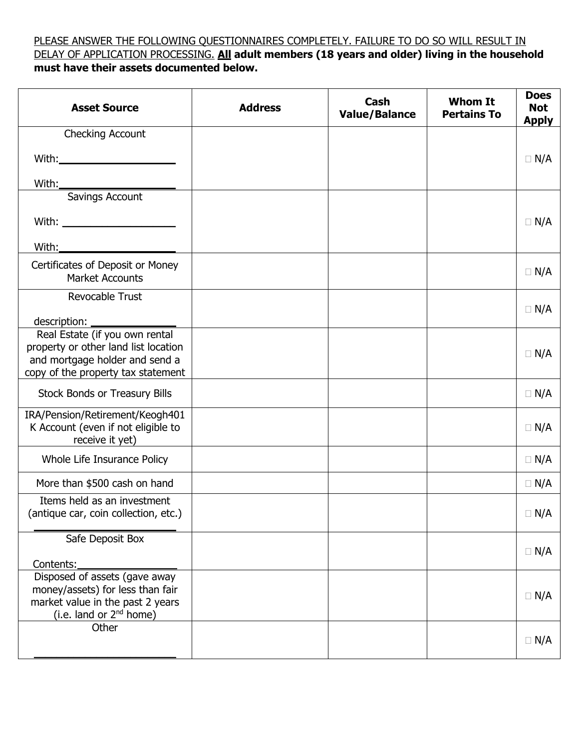PLEASE ANSWER THE FOLLOWING QUESTIONNAIRES COMPLETELY. FAILURE TO DO SO WILL RESULT IN DELAY OF APPLICATION PROCESSING. **All adult members (18 years and older) living in the household must have their assets documented below.**

| Asset Source | Address | Cash Value/Balance | Whom It Pertains To | Does Not Apply |
|---|---|---|---|---|
| Checking Account<br>With:____________________<br>With:____________________ | | | | ☐ N/A |
| Savings Account<br>With: ____________________<br>With:____________________ | | | | ☐ N/A |
| Certificates of Deposit or Money Market Accounts | | | | ☐ N/A |
| Revocable Trust<br>description: ______________ | | | | ☐ N/A |
| Real Estate (if you own rental property or other land list location and mortgage holder and send a copy of the property tax statement | | | | ☐ N/A |
| Stock Bonds or Treasury Bills | | | | ☐ N/A |
| IRA/Pension/Retirement/Keogh401 K Account (even if not eligible to receive it yet) | | | | ☐ N/A |
| Whole Life Insurance Policy | | | | ☐ N/A |
| More than $500 cash on hand | | | | ☐ N/A |
| Items held as an investment (antique car, coin collection, etc.)<br>________________________ | | | | ☐ N/A |
| Safe Deposit Box<br>Contents:________________ | | | | ☐ N/A |
| Disposed of assets (gave away money/assets) for less than fair market value in the past 2 years (i.e. land or 2nd home) | | | | ☐ N/A |
| Other<br>________________________ | | | | ☐ N/A |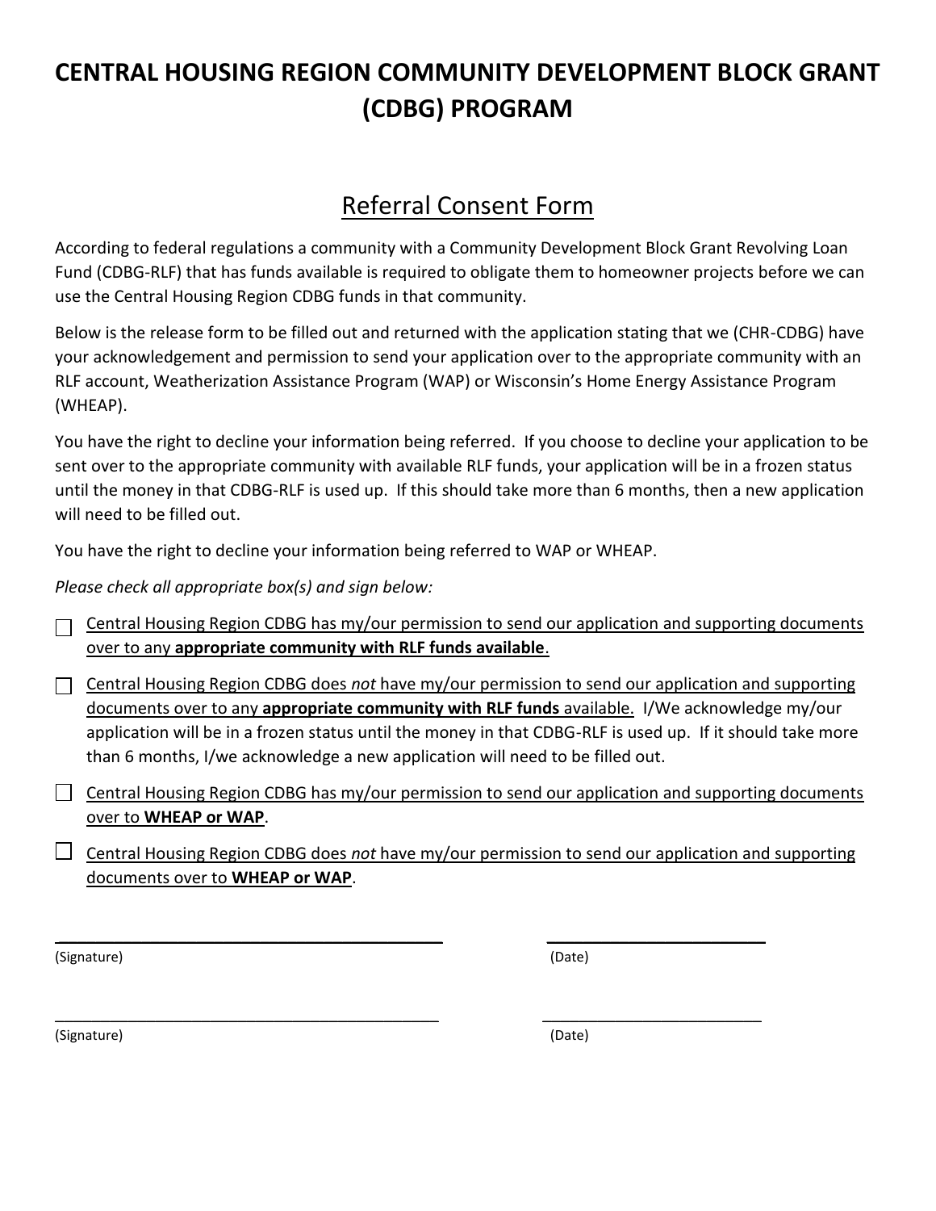# CENTRAL HOUSING REGION COMMUNITY DEVELOPMENT BLOCK GRANT (CDBG) PROGRAM

## Referral Consent Form

According to federal regulations a community with a Community Development Block Grant Revolving Loan Fund (CDBG-RLF) that has funds available is required to obligate them to homeowner projects before we can use the Central Housing Region CDBG funds in that community.

Below is the release form to be filled out and returned with the application stating that we (CHR-CDBG) have your acknowledgement and permission to send your application over to the appropriate community with an RLF account, Weatherization Assistance Program (WAP) or Wisconsin's Home Energy Assistance Program (WHEAP).

You have the right to decline your information being referred. If you choose to decline your application to be sent over to the appropriate community with available RLF funds, your application will be in a frozen status until the money in that CDBG-RLF is used up. If this should take more than 6 months, then a new application will need to be filled out.

You have the right to decline your information being referred to WAP or WHEAP.

*Please check all appropriate box(s) and sign below:*

☐ Central Housing Region CDBG has my/our permission to send our application and supporting documents over to any **appropriate community with RLF funds available**.

☐ Central Housing Region CDBG does *not* have my/our permission to send our application and supporting documents over to any **appropriate community with RLF funds** available. I/We acknowledge my/our application will be in a frozen status until the money in that CDBG-RLF is used up. If it should take more than 6 months, I/we acknowledge a new application will need to be filled out.

☐ Central Housing Region CDBG has my/our permission to send our application and supporting documents over to **WHEAP or WAP**.

☐ Central Housing Region CDBG does *not* have my/our permission to send our application and supporting documents over to **WHEAP or WAP**.

\_\_\_\_\_\_\_\_\_\_\_\_\_\_\_\_\_\_\_\_\_\_\_\_\_\_\_\_\_\_\_\_\_\_\_\_\_\_\_\_ \_\_\_\_\_\_\_\_\_\_\_\_\_\_\_\_\_\_\_\_\_\_\_\_\_

(Signature) (Date)

\_\_\_\_\_\_\_\_\_\_\_\_\_\_\_\_\_\_\_\_\_\_\_\_\_\_\_\_\_\_\_\_\_\_\_\_\_\_\_\_ \_\_\_\_\_\_\_\_\_\_\_\_\_\_\_\_\_\_\_\_\_\_\_\_\_

(Signature) (Date)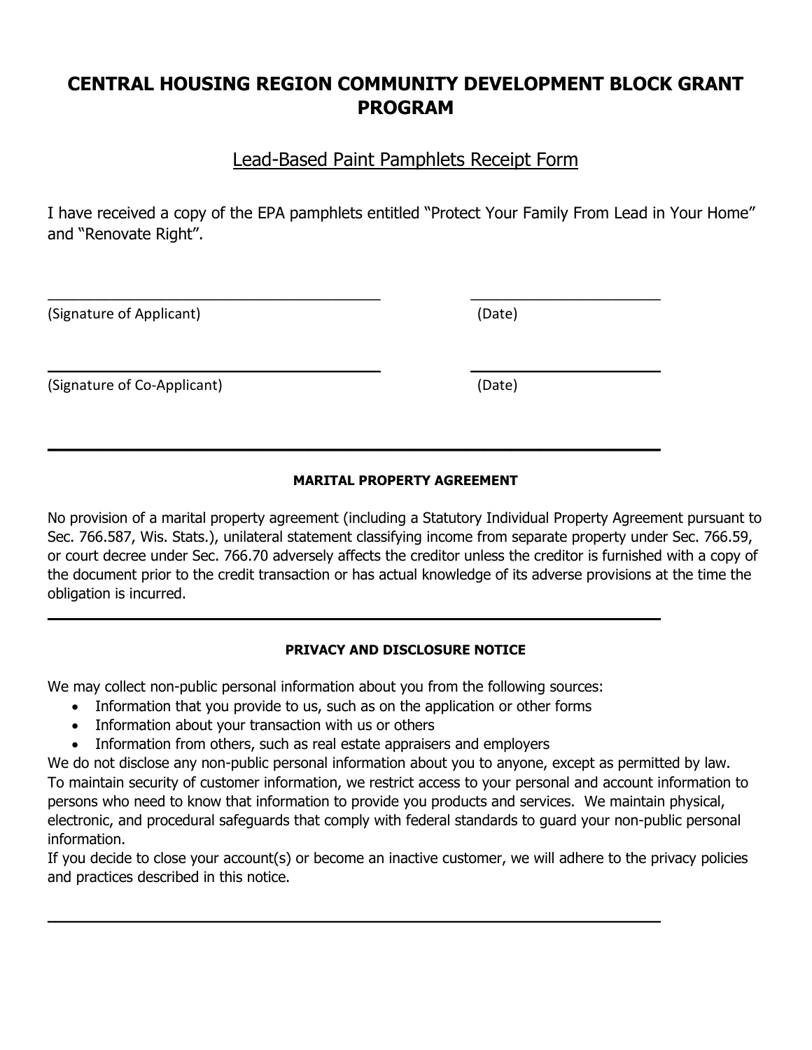# CENTRAL HOUSING REGION COMMUNITY DEVELOPMENT BLOCK GRANT PROGRAM

## Lead-Based Paint Pamphlets Receipt Form

I have received a copy of the EPA pamphlets entitled "Protect Your Family From Lead in Your Home" and "Renovate Right".

\_\_\_\_\_\_\_\_\_\_\_\_\_\_\_\_\_\_\_\_\_\_\_\_\_\_\_\_\_\_\_\_\_\_\_\_\_\_\_\_ \_\_\_\_\_\_\_\_\_\_\_\_\_\_\_\_\_\_\_\_\_\_\_

(Signature of Applicant) (Date)

\_\_\_\_\_\_\_\_\_\_\_\_\_\_\_\_\_\_\_\_\_\_\_\_\_\_\_\_\_\_\_\_\_\_\_\_\_\_\_\_ \_\_\_\_\_\_\_\_\_\_\_\_\_\_\_\_\_\_\_\_\_\_\_

(Signature of Co-Applicant) (Date)

---

**MARITAL PROPERTY AGREEMENT**

No provision of a marital property agreement (including a Statutory Individual Property Agreement pursuant to Sec. 766.587, Wis. Stats.), unilateral statement classifying income from separate property under Sec. 766.59, or court decree under Sec. 766.70 adversely affects the creditor unless the creditor is furnished with a copy of the document prior to the credit transaction or has actual knowledge of its adverse provisions at the time the obligation is incurred.

---

**PRIVACY AND DISCLOSURE NOTICE**

We may collect non-public personal information about you from the following sources:

- Information that you provide to us, such as on the application or other forms
- Information about your transaction with us or others
- Information from others, such as real estate appraisers and employers

We do not disclose any non-public personal information about you to anyone, except as permitted by law. To maintain security of customer information, we restrict access to your personal and account information to persons who need to know that information to provide you products and services. We maintain physical, electronic, and procedural safeguards that comply with federal standards to guard your non-public personal information.

If you decide to close your account(s) or become an inactive customer, we will adhere to the privacy policies and practices described in this notice.

---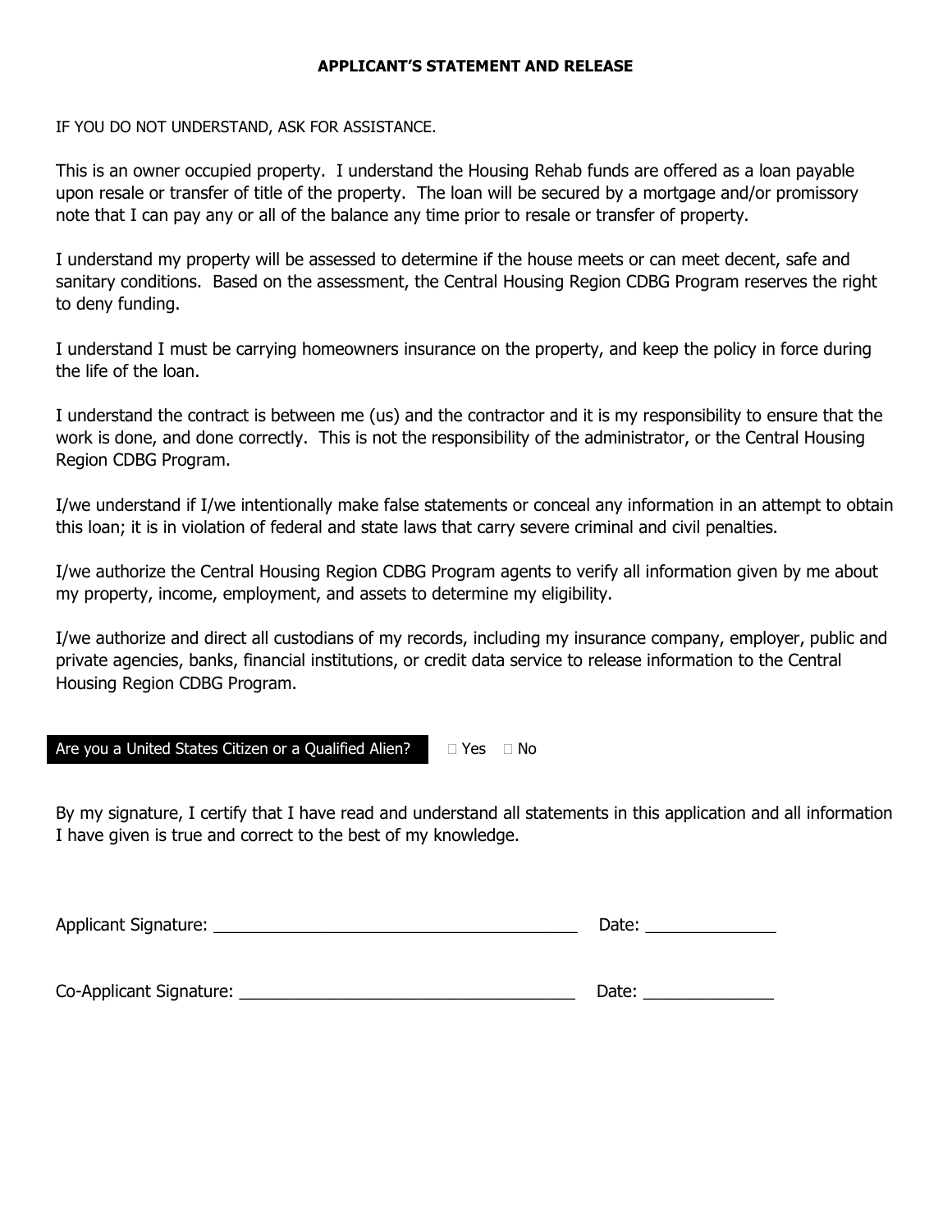## APPLICANT'S STATEMENT AND RELEASE

IF YOU DO NOT UNDERSTAND, ASK FOR ASSISTANCE.

This is an owner occupied property. I understand the Housing Rehab funds are offered as a loan payable upon resale or transfer of title of the property. The loan will be secured by a mortgage and/or promissory note that I can pay any or all of the balance any time prior to resale or transfer of property.

I understand my property will be assessed to determine if the house meets or can meet decent, safe and sanitary conditions. Based on the assessment, the Central Housing Region CDBG Program reserves the right to deny funding.

I understand I must be carrying homeowners insurance on the property, and keep the policy in force during the life of the loan.

I understand the contract is between me (us) and the contractor and it is my responsibility to ensure that the work is done, and done correctly. This is not the responsibility of the administrator, or the Central Housing Region CDBG Program.

I/we understand if I/we intentionally make false statements or conceal any information in an attempt to obtain this loan; it is in violation of federal and state laws that carry severe criminal and civil penalties.

I/we authorize the Central Housing Region CDBG Program agents to verify all information given by me about my property, income, employment, and assets to determine my eligibility.

I/we authorize and direct all custodians of my records, including my insurance company, employer, public and private agencies, banks, financial institutions, or credit data service to release information to the Central Housing Region CDBG Program.

**Are you a United States Citizen or a Qualified Alien?** ☐ Yes ☐ No

By my signature, I certify that I have read and understand all statements in this application and all information I have given is true and correct to the best of my knowledge.

Applicant Signature: ________________________________________ Date: ______________

Co-Applicant Signature: _____________________________________ Date: ______________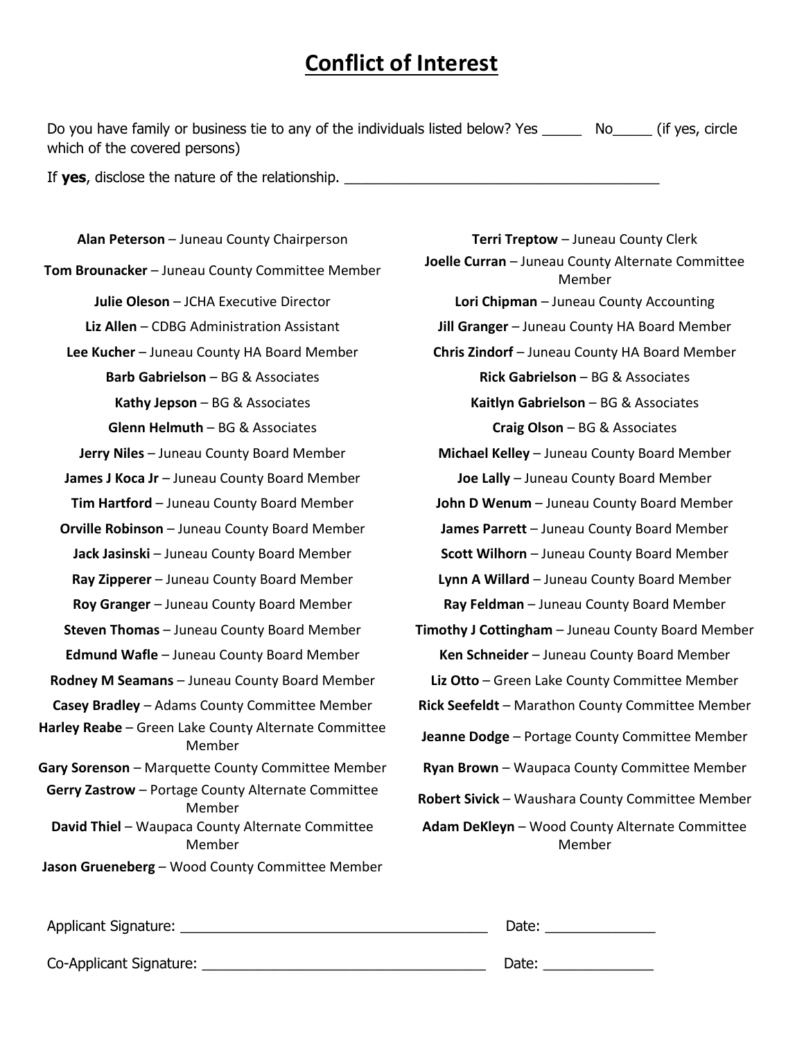# Conflict of Interest

Do you have family or business tie to any of the individuals listed below? Yes _____ No_____ (if yes, circle which of the covered persons)

If **yes**, disclose the nature of the relationship. ________________________________________

**Alan Peterson** – Juneau County Chairperson

**Terri Treptow** – Juneau County Clerk

**Tom Brounacker** – Juneau County Committee Member

**Joelle Curran** – Juneau County Alternate Committee Member

**Julie Oleson** – JCHA Executive Director

**Lori Chipman** – Juneau County Accounting

**Liz Allen** – CDBG Administration Assistant

**Jill Granger** – Juneau County HA Board Member

**Lee Kucher** – Juneau County HA Board Member

**Chris Zindorf** – Juneau County HA Board Member

**Barb Gabrielson** – BG & Associates

**Rick Gabrielson** – BG & Associates

**Kathy Jepson** – BG & Associates

**Kaitlyn Gabrielson** – BG & Associates

**Glenn Helmuth** – BG & Associates

**Craig Olson** – BG & Associates

**Jerry Niles** – Juneau County Board Member

**Michael Kelley** – Juneau County Board Member

**James J Koca Jr** – Juneau County Board Member

**Joe Lally** – Juneau County Board Member

**Tim Hartford** – Juneau County Board Member

**John D Wenum** – Juneau County Board Member

**Orville Robinson** – Juneau County Board Member

**James Parrett** – Juneau County Board Member

**Jack Jasinski** – Juneau County Board Member

**Scott Wilhorn** – Juneau County Board Member

**Ray Zipperer** – Juneau County Board Member

**Lynn A Willard** – Juneau County Board Member

**Roy Granger** – Juneau County Board Member

**Ray Feldman** – Juneau County Board Member

**Steven Thomas** – Juneau County Board Member

**Timothy J Cottingham** – Juneau County Board Member

**Edmund Wafle** – Juneau County Board Member

**Ken Schneider** – Juneau County Board Member

**Rodney M Seamans** – Juneau County Board Member

**Liz Otto** – Green Lake County Committee Member

**Casey Bradley** – Adams County Committee Member

**Rick Seefeldt** – Marathon County Committee Member

**Harley Reabe** – Green Lake County Alternate Committee Member

**Jeanne Dodge** – Portage County Committee Member

**Gary Sorenson** – Marquette County Committee Member

**Ryan Brown** – Waupaca County Committee Member

**Gerry Zastrow** – Portage County Alternate Committee Member

**Robert Sivick** – Waushara County Committee Member

**David Thiel** – Waupaca County Alternate Committee Member

**Adam DeKleyn** – Wood County Alternate Committee Member

**Jason Grueneberg** – Wood County Committee Member

Applicant Signature: ________________________________________ Date: ______________

Co-Applicant Signature: ____________________________________ Date: ______________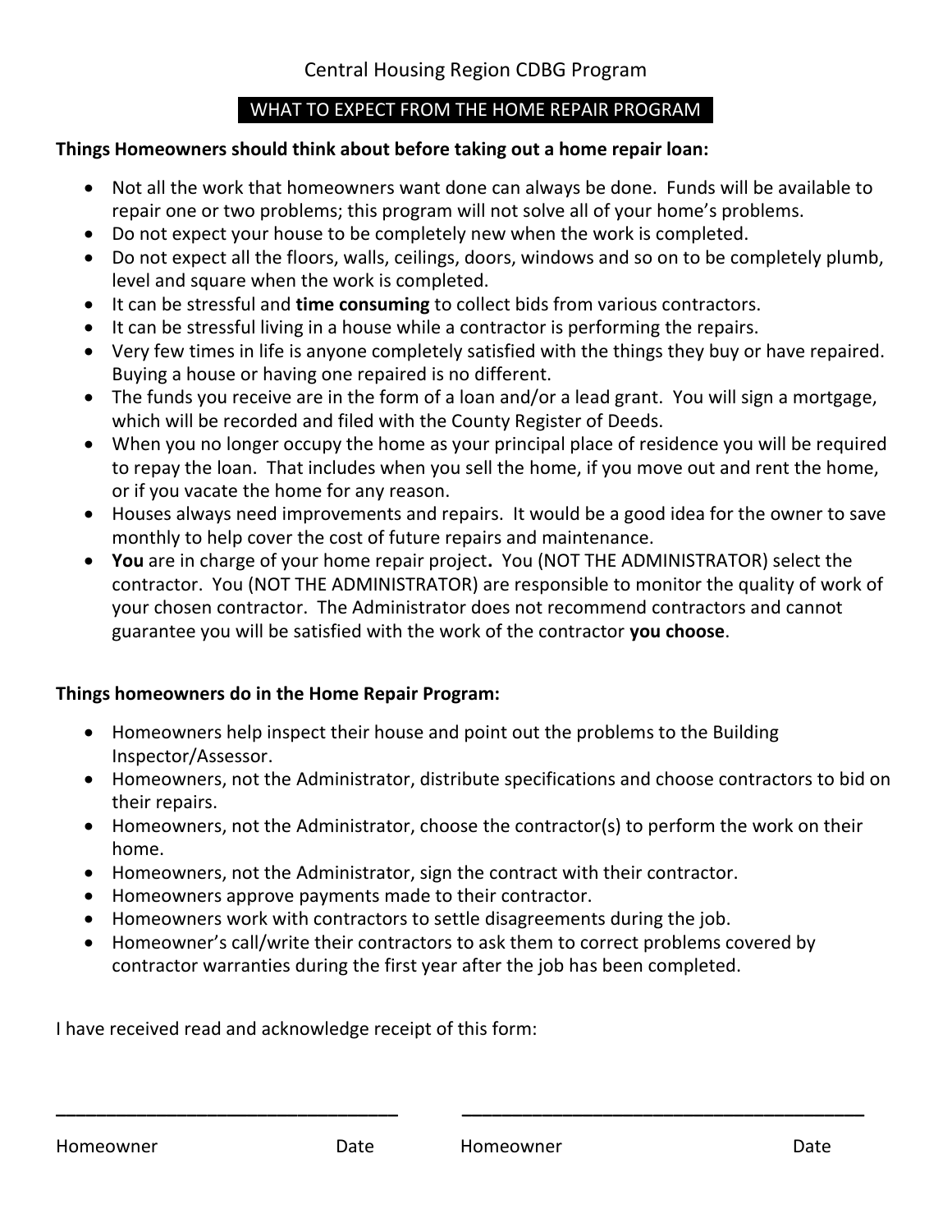Central Housing Region CDBG Program

## WHAT TO EXPECT FROM THE HOME REPAIR PROGRAM

**Things Homeowners should think about before taking out a home repair loan:**

- Not all the work that homeowners want done can always be done. Funds will be available to repair one or two problems; this program will not solve all of your home's problems.
- Do not expect your house to be completely new when the work is completed.
- Do not expect all the floors, walls, ceilings, doors, windows and so on to be completely plumb, level and square when the work is completed.
- It can be stressful and **time consuming** to collect bids from various contractors.
- It can be stressful living in a house while a contractor is performing the repairs.
- Very few times in life is anyone completely satisfied with the things they buy or have repaired. Buying a house or having one repaired is no different.
- The funds you receive are in the form of a loan and/or a lead grant. You will sign a mortgage, which will be recorded and filed with the County Register of Deeds.
- When you no longer occupy the home as your principal place of residence you will be required to repay the loan. That includes when you sell the home, if you move out and rent the home, or if you vacate the home for any reason.
- Houses always need improvements and repairs. It would be a good idea for the owner to save monthly to help cover the cost of future repairs and maintenance.
- **You** are in charge of your home repair project**.** You (NOT THE ADMINISTRATOR) select the contractor. You (NOT THE ADMINISTRATOR) are responsible to monitor the quality of work of your chosen contractor. The Administrator does not recommend contractors and cannot guarantee you will be satisfied with the work of the contractor **you choose**.

**Things homeowners do in the Home Repair Program:**

- Homeowners help inspect their house and point out the problems to the Building Inspector/Assessor.
- Homeowners, not the Administrator, distribute specifications and choose contractors to bid on their repairs.
- Homeowners, not the Administrator, choose the contractor(s) to perform the work on their home.
- Homeowners, not the Administrator, sign the contract with their contractor.
- Homeowners approve payments made to their contractor.
- Homeowners work with contractors to settle disagreements during the job.
- Homeowner's call/write their contractors to ask them to correct problems covered by contractor warranties during the first year after the job has been completed.

I have received read and acknowledge receipt of this form:

\_\_\_\_\_\_\_\_\_\_\_\_\_\_\_\_\_\_\_\_\_\_\_\_\_\_\_\_\_\_\_\_\_\_ \_\_\_\_\_\_\_\_\_\_\_\_\_\_\_\_\_\_\_\_\_\_\_\_\_\_\_\_\_\_\_\_\_\_\_\_\_\_

Homeowner Date Homeowner Date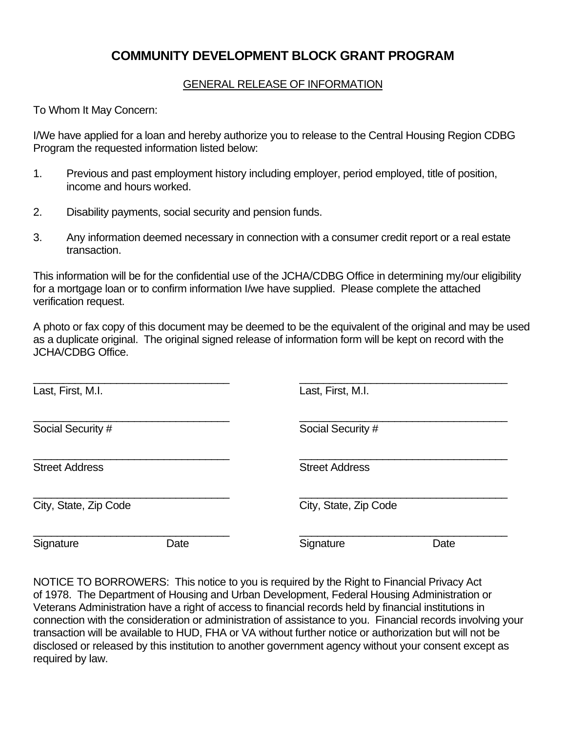# COMMUNITY DEVELOPMENT BLOCK GRANT PROGRAM

GENERAL RELEASE OF INFORMATION

To Whom It May Concern:

I/We have applied for a loan and hereby authorize you to release to the Central Housing Region CDBG Program the requested information listed below:

1. Previous and past employment history including employer, period employed, title of position, income and hours worked.

2. Disability payments, social security and pension funds.

3. Any information deemed necessary in connection with a consumer credit report or a real estate transaction.

This information will be for the confidential use of the JCHA/CDBG Office in determining my/our eligibility for a mortgage loan or to confirm information I/we have supplied. Please complete the attached verification request.

A photo or fax copy of this document may be deemed to be the equivalent of the original and may be used as a duplicate original. The original signed release of information form will be kept on record with the JCHA/CDBG Office.

| | |
|---|---|
| ______________________________ | ______________________________ |
| Last, First, M.I. | Last, First, M.I. |
| ______________________________ | ______________________________ |
| Social Security # | Social Security # |
| ______________________________ | ______________________________ |
| Street Address | Street Address |
| ______________________________ | ______________________________ |
| City, State, Zip Code | City, State, Zip Code |
| ______________________________ | ______________________________ |
| Signature Date | Signature Date |

NOTICE TO BORROWERS: This notice to you is required by the Right to Financial Privacy Act of 1978. The Department of Housing and Urban Development, Federal Housing Administration or Veterans Administration have a right of access to financial records held by financial institutions in connection with the consideration or administration of assistance to you. Financial records involving your transaction will be available to HUD, FHA or VA without further notice or authorization but will not be disclosed or released by this institution to another government agency without your consent except as required by law.